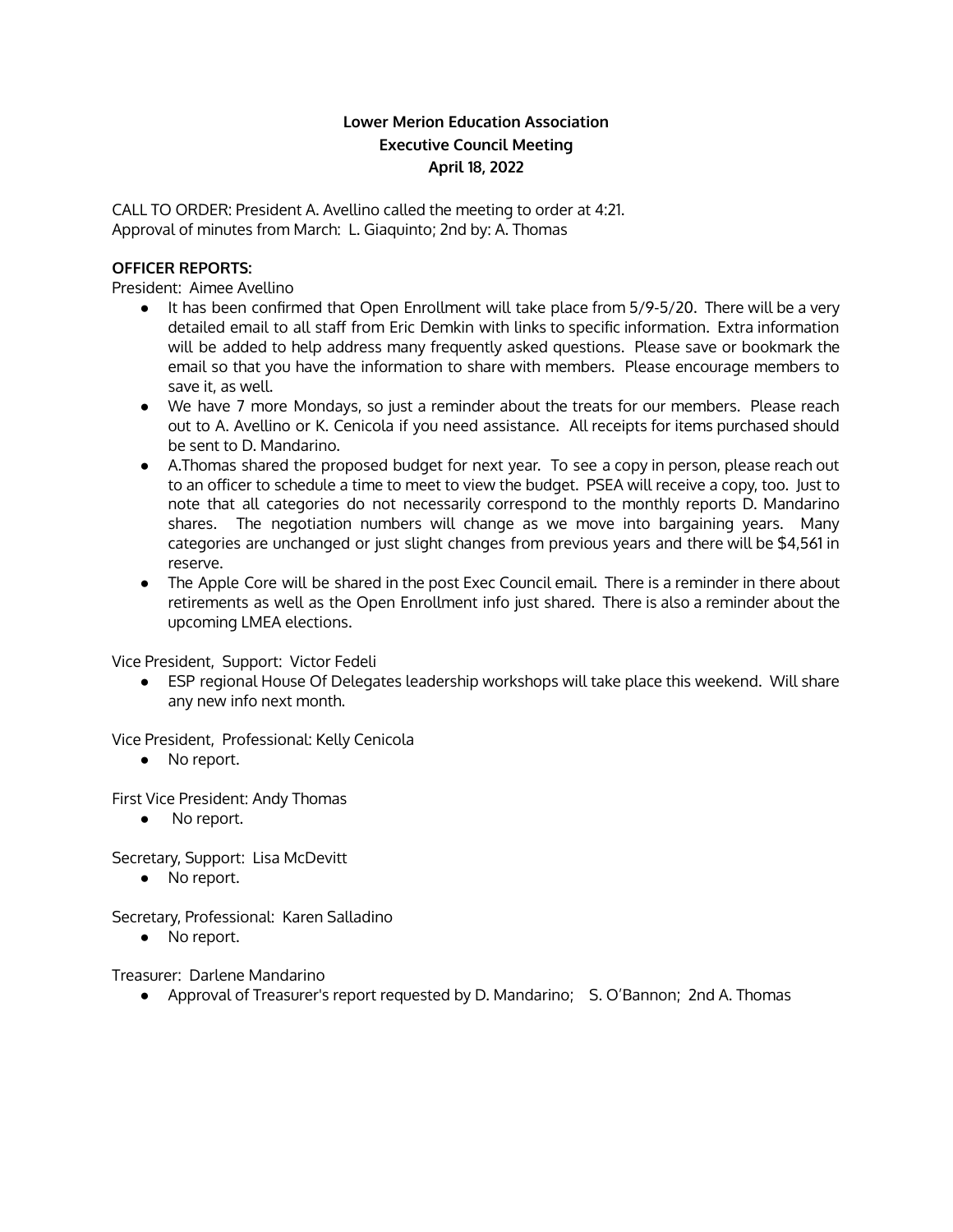**Lower Merion Education Association**
**Executive Council Meeting**
**April 18, 2022**

CALL TO ORDER: President A. Avellino called the meeting to order at 4:21.
Approval of minutes from March: L. Giaquinto; 2nd by: A. Thomas

**OFFICER REPORTS:**

President: Aimee Avellino

- It has been confirmed that Open Enrollment will take place from 5/9-5/20. There will be a very detailed email to all staff from Eric Demkin with links to specific information. Extra information will be added to help address many frequently asked questions. Please save or bookmark the email so that you have the information to share with members. Please encourage members to save it, as well.
- We have 7 more Mondays, so just a reminder about the treats for our members. Please reach out to A. Avellino or K. Cenicola if you need assistance. All receipts for items purchased should be sent to D. Mandarino.
- A.Thomas shared the proposed budget for next year. To see a copy in person, please reach out to an officer to schedule a time to meet to view the budget. PSEA will receive a copy, too. Just to note that all categories do not necessarily correspond to the monthly reports D. Mandarino shares. The negotiation numbers will change as we move into bargaining years. Many categories are unchanged or just slight changes from previous years and there will be $4,561 in reserve.
- The Apple Core will be shared in the post Exec Council email. There is a reminder in there about retirements as well as the Open Enrollment info just shared. There is also a reminder about the upcoming LMEA elections.

Vice President, Support: Victor Fedeli

- ESP regional House Of Delegates leadership workshops will take place this weekend. Will share any new info next month.

Vice President, Professional: Kelly Cenicola

- No report.

First Vice President: Andy Thomas

- No report.

Secretary, Support: Lisa McDevitt

- No report.

Secretary, Professional: Karen Salladino

- No report.

Treasurer: Darlene Mandarino

- Approval of Treasurer's report requested by D. Mandarino; S. O'Bannon; 2nd A. Thomas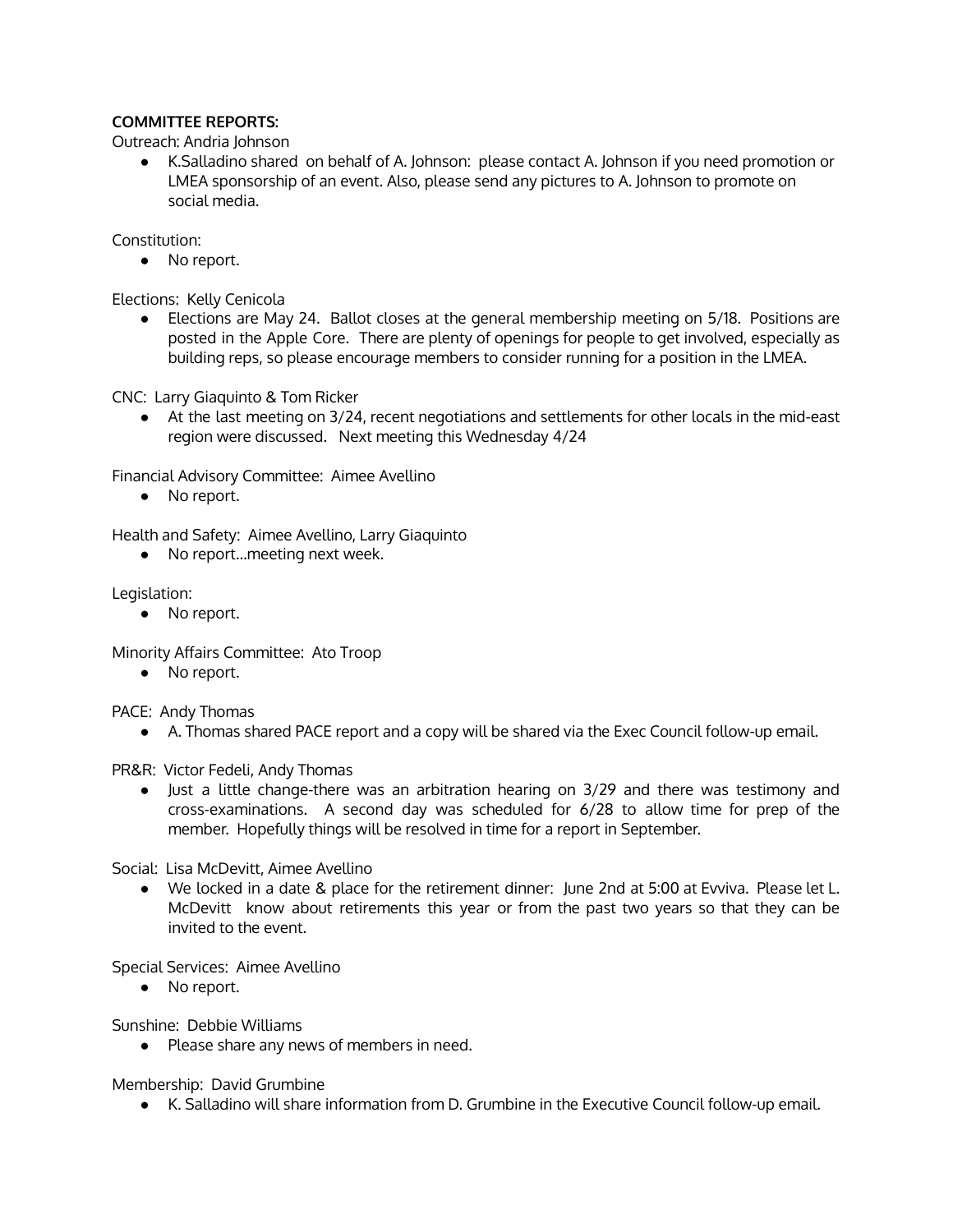**COMMITTEE REPORTS:**

Outreach: Andria Johnson

- K.Salladino shared on behalf of A. Johnson: please contact A. Johnson if you need promotion or LMEA sponsorship of an event. Also, please send any pictures to A. Johnson to promote on social media.

Constitution:

- No report.

Elections: Kelly Cenicola

- Elections are May 24. Ballot closes at the general membership meeting on 5/18. Positions are posted in the Apple Core. There are plenty of openings for people to get involved, especially as building reps, so please encourage members to consider running for a position in the LMEA.

CNC: Larry Giaquinto & Tom Ricker

- At the last meeting on 3/24, recent negotiations and settlements for other locals in the mid-east region were discussed. Next meeting this Wednesday 4/24

Financial Advisory Committee: Aimee Avellino

- No report.

Health and Safety: Aimee Avellino, Larry Giaquinto

- No report...meeting next week.

Legislation:

- No report.

Minority Affairs Committee: Ato Troop

- No report.

PACE: Andy Thomas

- A. Thomas shared PACE report and a copy will be shared via the Exec Council follow-up email.

PR&R: Victor Fedeli, Andy Thomas

- Just a little change-there was an arbitration hearing on 3/29 and there was testimony and cross-examinations. A second day was scheduled for 6/28 to allow time for prep of the member. Hopefully things will be resolved in time for a report in September.

Social: Lisa McDevitt, Aimee Avellino

- We locked in a date & place for the retirement dinner: June 2nd at 5:00 at Evviva. Please let L. McDevitt know about retirements this year or from the past two years so that they can be invited to the event.

Special Services: Aimee Avellino

- No report.

Sunshine: Debbie Williams

- Please share any news of members in need.

Membership: David Grumbine

- K. Salladino will share information from D. Grumbine in the Executive Council follow-up email.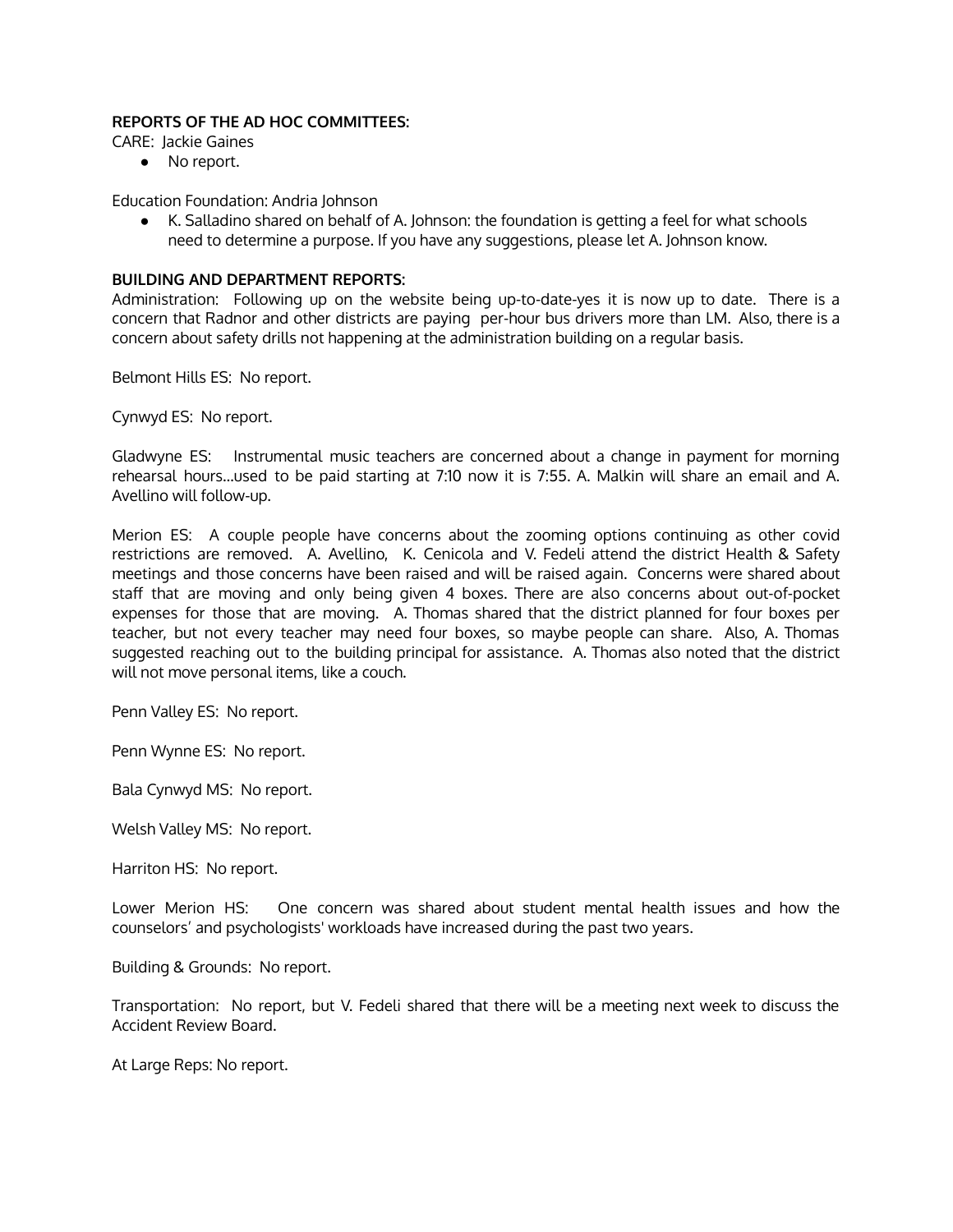**REPORTS OF THE AD HOC COMMITTEES:**

CARE: Jackie Gaines

- No report.

Education Foundation: Andria Johnson

- K. Salladino shared on behalf of A. Johnson: the foundation is getting a feel for what schools need to determine a purpose. If you have any suggestions, please let A. Johnson know.

**BUILDING AND DEPARTMENT REPORTS:**

Administration: Following up on the website being up-to-date-yes it is now up to date. There is a concern that Radnor and other districts are paying per-hour bus drivers more than LM. Also, there is a concern about safety drills not happening at the administration building on a regular basis.

Belmont Hills ES: No report.

Cynwyd ES: No report.

Gladwyne ES: Instrumental music teachers are concerned about a change in payment for morning rehearsal hours…used to be paid starting at 7:10 now it is 7:55. A. Malkin will share an email and A. Avellino will follow-up.

Merion ES: A couple people have concerns about the zooming options continuing as other covid restrictions are removed. A. Avellino, K. Cenicola and V. Fedeli attend the district Health & Safety meetings and those concerns have been raised and will be raised again. Concerns were shared about staff that are moving and only being given 4 boxes. There are also concerns about out-of-pocket expenses for those that are moving. A. Thomas shared that the district planned for four boxes per teacher, but not every teacher may need four boxes, so maybe people can share. Also, A. Thomas suggested reaching out to the building principal for assistance. A. Thomas also noted that the district will not move personal items, like a couch.

Penn Valley ES: No report.

Penn Wynne ES: No report.

Bala Cynwyd MS: No report.

Welsh Valley MS: No report.

Harriton HS: No report.

Lower Merion HS: One concern was shared about student mental health issues and how the counselors' and psychologists' workloads have increased during the past two years.

Building & Grounds: No report.

Transportation: No report, but V. Fedeli shared that there will be a meeting next week to discuss the Accident Review Board.

At Large Reps: No report.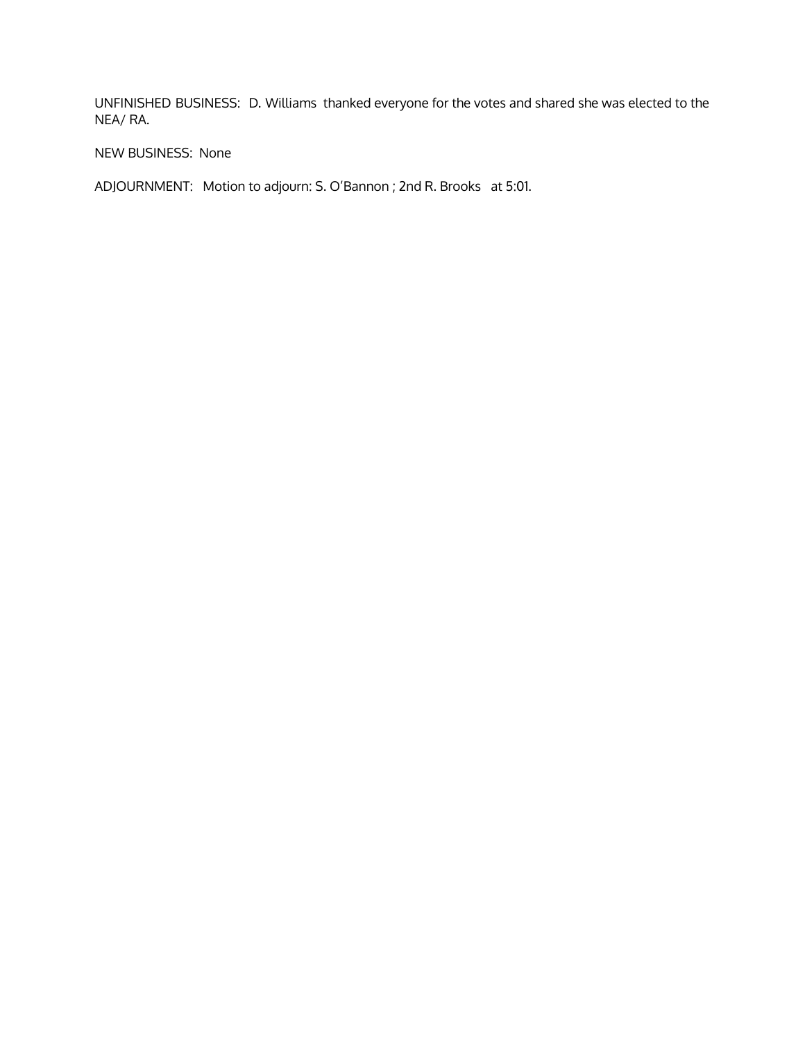UNFINISHED BUSINESS: D. Williams thanked everyone for the votes and shared she was elected to the NEA/ RA.

NEW BUSINESS: None

ADJOURNMENT: Motion to adjourn: S. O'Bannon ; 2nd R. Brooks at 5:01.